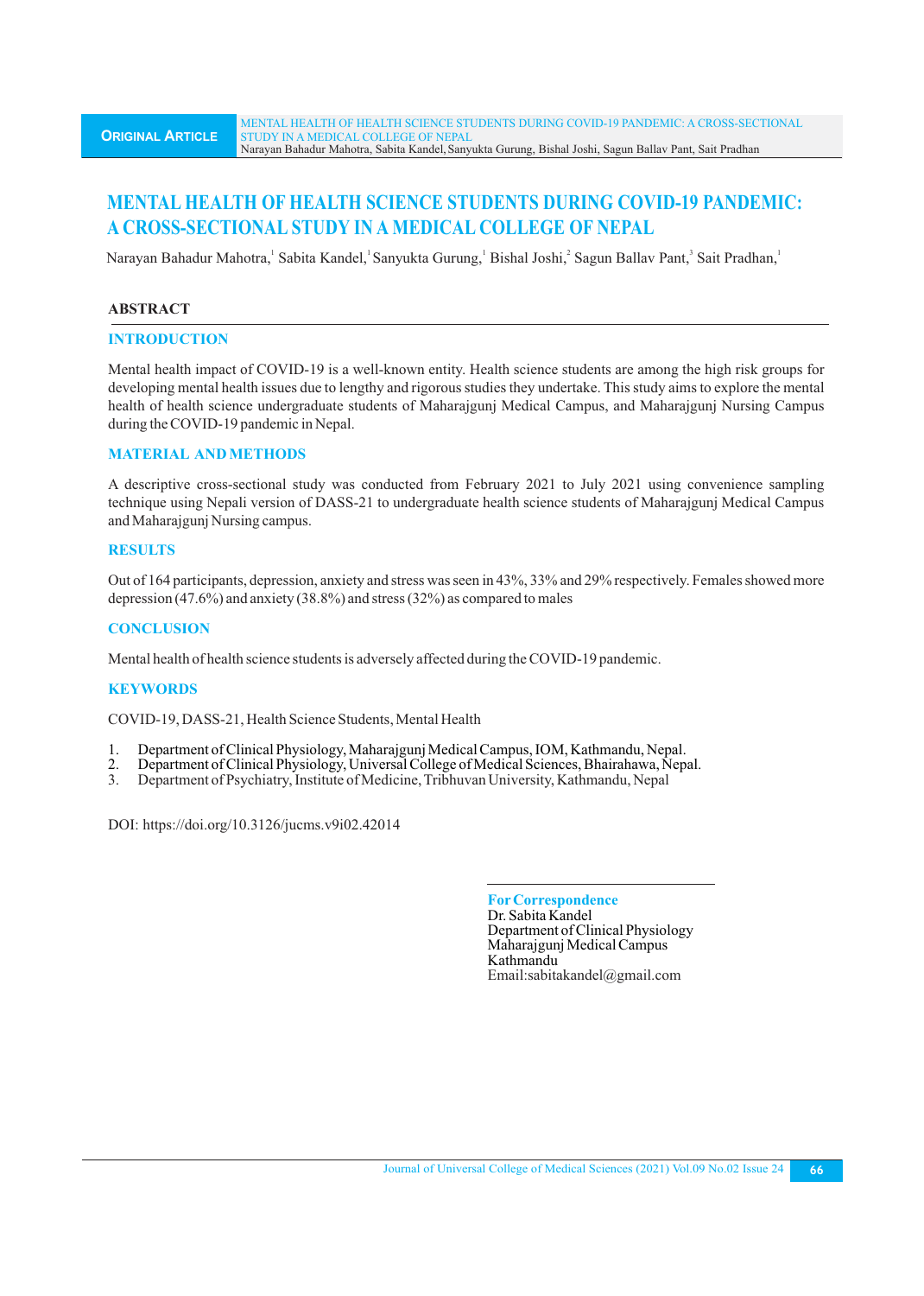# MENTAL HEALTH OF HEALTH SCIENCE STUDENTS DURING COVID-19 PANDEMIC: A CROSS-SECTIONAL STUDY IN A MEDICAL COLLEGE OF NEPAL

Narayan Bahadur Mahotra,[1] Sabita Kandel,[1] Sanyukta Gurung,[1] Bishal Joshi,[2] Sagun Ballav Pant,[3] Sait Pradhan,[1]

## ABSTRACT

### INTRODUCTION

Mental health impact of COVID-19 is a well-known entity. Health science students are among the high risk groups for developing mental health issues due to lengthy and rigorous studies they undertake. This study aims to explore the mental health of health science undergraduate students of Maharajgunj Medical Campus, and Maharajgunj Nursing Campus during the COVID-19 pandemic in Nepal.

### MATERIAL AND METHODS

A descriptive cross-sectional study was conducted from February 2021 to July 2021 using convenience sampling technique using Nepali version of DASS-21 to undergraduate health science students of Maharajgunj Medical Campus and Maharajgunj Nursing campus.

### RESULTS

Out of 164 participants, depression, anxiety and stress was seen in 43%, 33% and 29% respectively. Females showed more depression (47.6%) and anxiety (38.8%) and stress (32%) as compared to males

### CONCLUSION

Mental health of health science students is adversely affected during the COVID-19 pandemic.

### KEYWORDS

COVID-19, DASS-21, Health Science Students, Mental Health

1. Department of Clinical Physiology, Maharajgunj Medical Campus, IOM, Kathmandu, Nepal.
2. Department of Clinical Physiology, Universal College of Medical Sciences, Bhairahawa, Nepal.
3. Department of Psychiatry, Institute of Medicine, Tribhuvan University, Kathmandu, Nepal

DOI: https://doi.org/10.3126/jucms.v9i02.42014

**For Correspondence**
Dr. Sabita Kandel
Department of Clinical Physiology
Maharajgunj Medical Campus
Kathmandu
Email:sabitakandel@gmail.com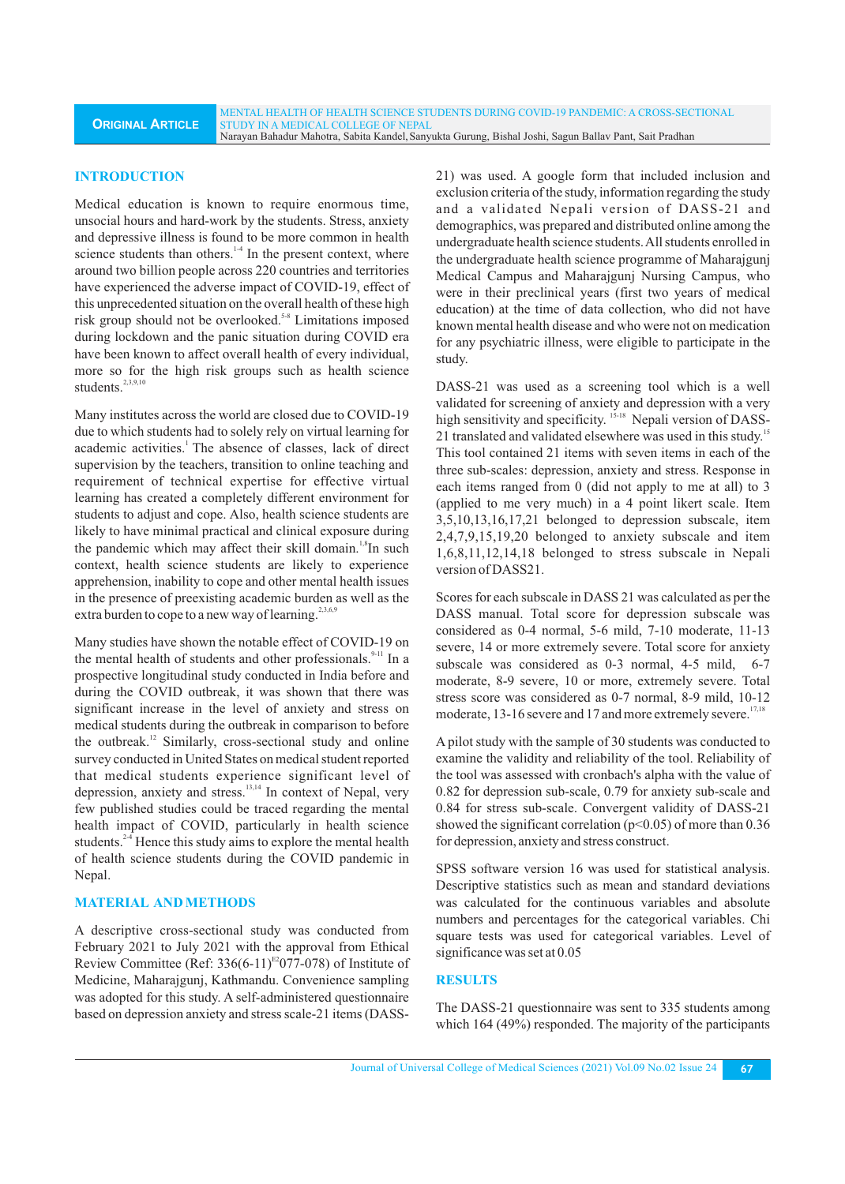## INTRODUCTION

Medical education is known to require enormous time, unsocial hours and hard-work by the students. Stress, anxiety and depressive illness is found to be more common in health science students than others.[1-4] In the present context, where around two billion people across 220 countries and territories have experienced the adverse impact of COVID-19, effect of this unprecedented situation on the overall health of these high risk group should not be overlooked.[5-8] Limitations imposed during lockdown and the panic situation during COVID era have been known to affect overall health of every individual, more so for the high risk groups such as health science students.[2,3,9,10]

Many institutes across the world are closed due to COVID-19 due to which students had to solely rely on virtual learning for academic activities.[1] The absence of classes, lack of direct supervision by the teachers, transition to online teaching and requirement of technical expertise for effective virtual learning has created a completely different environment for students to adjust and cope. Also, health science students are likely to have minimal practical and clinical exposure during the pandemic which may affect their skill domain.[1,8] In such context, health science students are likely to experience apprehension, inability to cope and other mental health issues in the presence of preexisting academic burden as well as the extra burden to cope to a new way of learning.[2,3,6,9]

Many studies have shown the notable effect of COVID-19 on the mental health of students and other professionals.[9-11] In a prospective longitudinal study conducted in India before and during the COVID outbreak, it was shown that there was significant increase in the level of anxiety and stress on medical students during the outbreak in comparison to before the outbreak.[12] Similarly, cross-sectional study and online survey conducted in United States on medical student reported that medical students experience significant level of depression, anxiety and stress.[13,14] In context of Nepal, very few published studies could be traced regarding the mental health impact of COVID, particularly in health science students.[2-4] Hence this study aims to explore the mental health of health science students during the COVID pandemic in Nepal.

## MATERIAL AND METHODS

A descriptive cross-sectional study was conducted from February 2021 to July 2021 with the approval from Ethical Review Committee (Ref: 336(6-11)[E2]077-078) of Institute of Medicine, Maharajgunj, Kathmandu. Convenience sampling was adopted for this study. A self-administered questionnaire based on depression anxiety and stress scale-21 items (DASS-21) was used. A google form that included inclusion and exclusion criteria of the study, information regarding the study and a validated Nepali version of DASS-21 and demographics, was prepared and distributed online among the undergraduate health science students. All students enrolled in the undergraduate health science programme of Maharajgunj Medical Campus and Maharajgunj Nursing Campus, who were in their preclinical years (first two years of medical education) at the time of data collection, who did not have known mental health disease and who were not on medication for any psychiatric illness, were eligible to participate in the study.

DASS-21 was used as a screening tool which is a well validated for screening of anxiety and depression with a very high sensitivity and specificity.[15-18] Nepali version of DASS-21 translated and validated elsewhere was used in this study.[15] This tool contained 21 items with seven items in each of the three sub-scales: depression, anxiety and stress. Response in each items ranged from 0 (did not apply to me at all) to 3 (applied to me very much) in a 4 point likert scale. Item 3,5,10,13,16,17,21 belonged to depression subscale, item 2,4,7,9,15,19,20 belonged to anxiety subscale and item 1,6,8,11,12,14,18 belonged to stress subscale in Nepali version of DASS21.

Scores for each subscale in DASS 21 was calculated as per the DASS manual. Total score for depression subscale was considered as 0-4 normal, 5-6 mild, 7-10 moderate, 11-13 severe, 14 or more extremely severe. Total score for anxiety subscale was considered as 0-3 normal, 4-5 mild, 6-7 moderate, 8-9 severe, 10 or more, extremely severe. Total stress score was considered as 0-7 normal, 8-9 mild, 10-12 moderate, 13-16 severe and 17 and more extremely severe.[17,18]

A pilot study with the sample of 30 students was conducted to examine the validity and reliability of the tool. Reliability of the tool was assessed with cronbach's alpha with the value of 0.82 for depression sub-scale, 0.79 for anxiety sub-scale and 0.84 for stress sub-scale. Convergent validity of DASS-21 showed the significant correlation ($p<0.05$) of more than 0.36 for depression, anxiety and stress construct.

SPSS software version 16 was used for statistical analysis. Descriptive statistics such as mean and standard deviations was calculated for the continuous variables and absolute numbers and percentages for the categorical variables. Chi square tests was used for categorical variables. Level of significance was set at 0.05

## RESULTS

The DASS-21 questionnaire was sent to 335 students among which 164 (49%) responded. The majority of the participants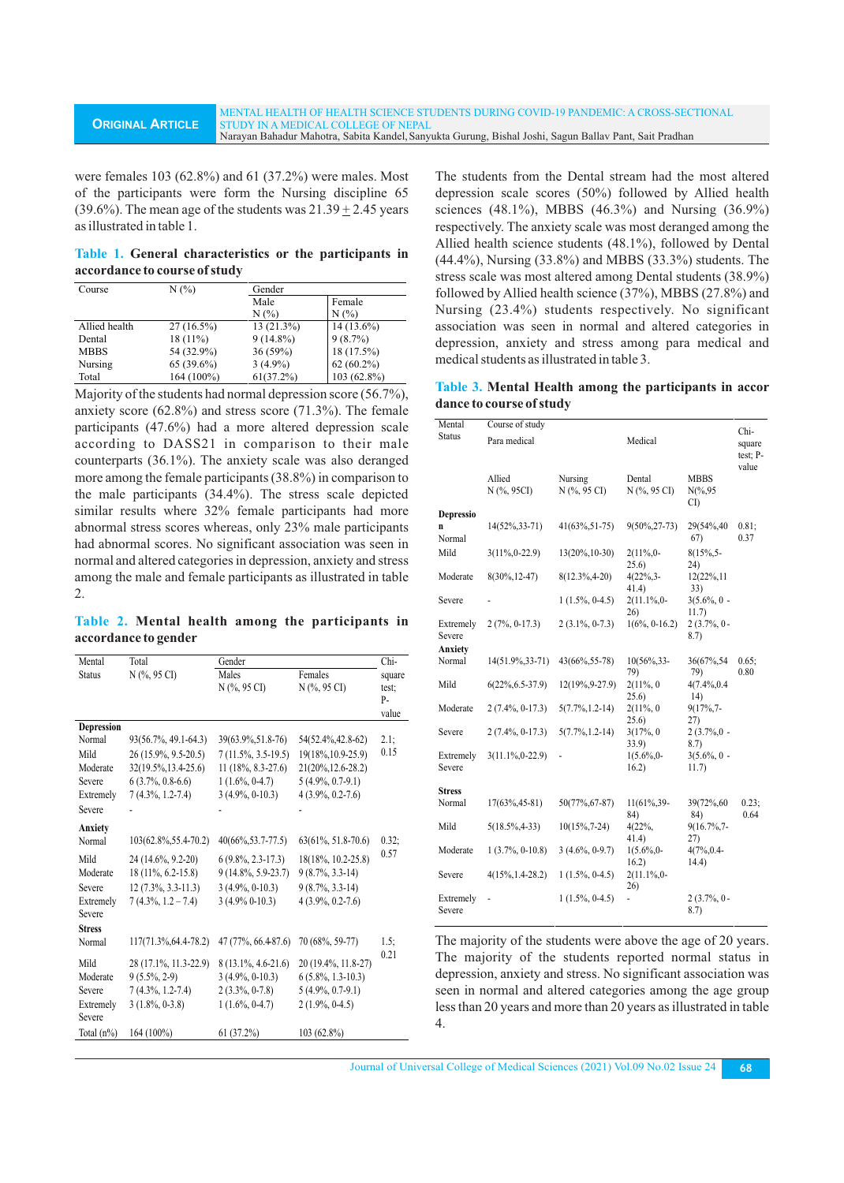were females 103 (62.8%) and 61 (37.2%) were males. Most of the participants were form the Nursing discipline 65 (39.6%). The mean age of the students was 21.39 ± 2.45 years as illustrated in table 1.

**Table 1. General characteristics or the participants in accordance to course of study**

| Course | N (%) | Gender | |
|---|---|---|---|
| | | Male N (%) | Female N (%) |
| Allied health | 27 (16.5%) | 13 (21.3%) | 14 (13.6%) |
| Dental | 18 (11%) | 9 (14.8%) | 9 (8.7%) |
| MBBS | 54 (32.9%) | 36 (59%) | 18 (17.5%) |
| Nursing | 65 (39.6%) | 3 (4.9%) | 62 (60.2%) |
| Total | 164 (100%) | 61(37.2%) | 103 (62.8%) |

Majority of the students had normal depression score (56.7%), anxiety score (62.8%) and stress score (71.3%). The female participants (47.6%) had a more altered depression scale according to DASS21 in comparison to their male counterparts (36.1%). The anxiety scale was also deranged more among the female participants (38.8%) in comparison to the male participants (34.4%). The stress scale depicted similar results where 32% female participants had more abnormal stress scores whereas, only 23% male participants had abnormal scores. No significant association was seen in normal and altered categories in depression, anxiety and stress among the male and female participants as illustrated in table 2.

**Table 2. Mental health among the participants in accordance to gender**

| Mental Status | Total N (%, 95 CI) | Gender | | Chi-square test; P-value |
|---|---|---|---|---|
| | | Males N (%, 95 CI) | Females N (%, 95 CI) | |
| **Depression** | | | | |
| Normal | 93(56.7%, 49.1-64.3) | 39(63.9%,51.8-76) | 54(52.4%,42.8-62) | 2.1; 0.15 |
| Mild | 26 (15.9%, 9.5-20.5) | 7 (11.5%, 3.5-19.5) | 19(18%,10.9-25.9) | |
| Moderate | 32(19.5%,13.4-25.6) | 11 (18%, 8.3-27.6) | 21(20%,12.6-28.2) | |
| Severe | 6 (3.7%, 0.8-6.6) | 1 (1.6%, 0-4.7) | 5 (4.9%, 0.7-9.1) | |
| Extremely Severe | 7 (4.3%, 1.2-7.4) | 3 (4.9%, 0-10.3) | 4 (3.9%, 0.2-7.6) | |
| | - | - | - | |
| **Anxiety** | | | | |
| Normal | 103(62.8%,55.4-70.2) | 40(66%,53.7-77.5) | 63(61%, 51.8-70.6) | 0.32; 0.57 |
| Mild | 24 (14.6%, 9.2-20) | 6 (9.8%, 2.3-17.3) | 18(18%, 10.2-25.8) | |
| Moderate | 18 (11%, 6.2-15.8) | 9 (14.8%, 5.9-23.7) | 9 (8.7%, 3.3-14) | |
| Severe | 12 (7.3%, 3.3-11.3) | 3 (4.9%, 0-10.3) | 9 (8.7%, 3.3-14) | |
| Extremely Severe | 7 (4.3%, 1.2 – 7.4) | 3 (4.9% 0-10.3) | 4 (3.9%, 0.2-7.6) | |
| **Stress** | | | | |
| Normal | 117(71.3%,64.4-78.2) | 47 (77%, 66.4-87.6) | 70 (68%, 59-77) | 1.5; 0.21 |
| Mild | 28 (17.1%, 11.3-22.9) | 8 (13.1%, 4.6-21.6) | 20 (19.4%, 11.8-27) | |
| Moderate | 9 (5.5%, 2-9) | 3 (4.9%, 0-10.3) | 6 (5.8%, 1.3-10.3) | |
| Severe | 7 (4.3%, 1.2-7.4) | 2 (3.3%, 0-7.8) | 5 (4.9%, 0.7-9.1) | |
| Extremely Severe | 3 (1.8%, 0-3.8) | 1 (1.6%, 0-4.7) | 2 (1.9%, 0-4.5) | |
| Total (n%) | 164 (100%) | 61 (37.2%) | 103 (62.8%) | |

The students from the Dental stream had the most altered depression scale scores (50%) followed by Allied health sciences (48.1%), MBBS (46.3%) and Nursing (36.9%) respectively. The anxiety scale was most deranged among the Allied health science students (48.1%), followed by Dental (44.4%), Nursing (33.8%) and MBBS (33.3%) students. The stress scale was most altered among Dental students (38.9%) followed by Allied health science (37%), MBBS (27.8%) and Nursing (23.4%) students respectively. No significant association was seen in normal and altered categories in depression, anxiety and stress among para medical and medical students as illustrated in table 3.

**Table 3. Mental Health among the participants in accor dance to course of study**

| Mental Status | Course of study | | | | Chi-square test; P-value |
|---|---|---|---|---|---|
| | Para medical | | Medical | | |
| | Allied N (%, 95CI) | Nursing N (%, 95 CI) | Dental N (%, 95 CI) | MBBS N(%,95 CI) | |
| **Depression** | | | | | |
| Normal | 14(52%,33-71) | 41(63%,51-75) | 9(50%,27-73) | 29(54%,40-67) | 0.81; 0.37 |
| Mild | 3(11%,0-22.9) | 13(20%,10-30) | 2(11%,0-25.6) | 8(15%,5-24) | |
| Moderate | 8(30%,12-47) | 8(12.3%,4-20) | 4(22%,3-41.4) | 12(22%,11-33) | |
| Severe | - | 1 (1.5%, 0-4.5) | 2(11.1%,0-26) | 3(5.6%, 0 - 11.7) | |
| Extremely Severe | 2 (7%, 0-17.3) | 2 (3.1%, 0-7.3) | 1(6%, 0-16.2) | 2 (3.7%, 0 - 8.7) | |
| **Anxiety** | | | | | |
| Normal | 14(51.9%,33-71) | 43(66%,55-78) | 10(56%,33-79) | 36(67%,54-79) | 0.65; 0.80 |
| Mild | 6(22%,6.5-37.9) | 12(19%,9-27.9) | 2(11%, 0 25.6) | 4(7.4%,0.4-14) | |
| Moderate | 2 (7.4%, 0-17.3) | 5(7.7%,1.2-14) | 2(11%, 0 25.6) | 9(17%,7-27) | |
| Severe | 2 (7.4%, 0-17.3) | 5(7.7%,1.2-14) | 3(17%, 0 33.9) | 2 (3.7%,0 - 8.7) | |
| Extremely Severe | 3(11.1%,0-22.9) | - | 1(5.6%,0-16.2) | 3(5.6%, 0 - 11.7) | |
| **Stress** | | | | | |
| Normal | 17(63%,45-81) | 50(77%,67-87) | 11(61%,39-84) | 39(72%,60-84) | 0.23; 0.64 |
| Mild | 5(18.5%,4-33) | 10(15%,7-24) | 4(22%, 41.4) | 9(16.7%,7-27) | |
| Moderate | 1 (3.7%, 0-10.8) | 3 (4.6%, 0-9.7) | 1(5.6%,0-16.2) | 4(7%,0.4-14.4) | |
| Severe | 4(15%,1.4-28.2) | 1 (1.5%, 0-4.5) | 2(11.1%,0-26) | | |
| Extremely Severe | - | 1 (1.5%, 0-4.5) | - | 2 (3.7%, 0 - 8.7) | |

The majority of the students were above the age of 20 years. The majority of the students reported normal status in depression, anxiety and stress. No significant association was seen in normal and altered categories among the age group less than 20 years and more than 20 years as illustrated in table 4.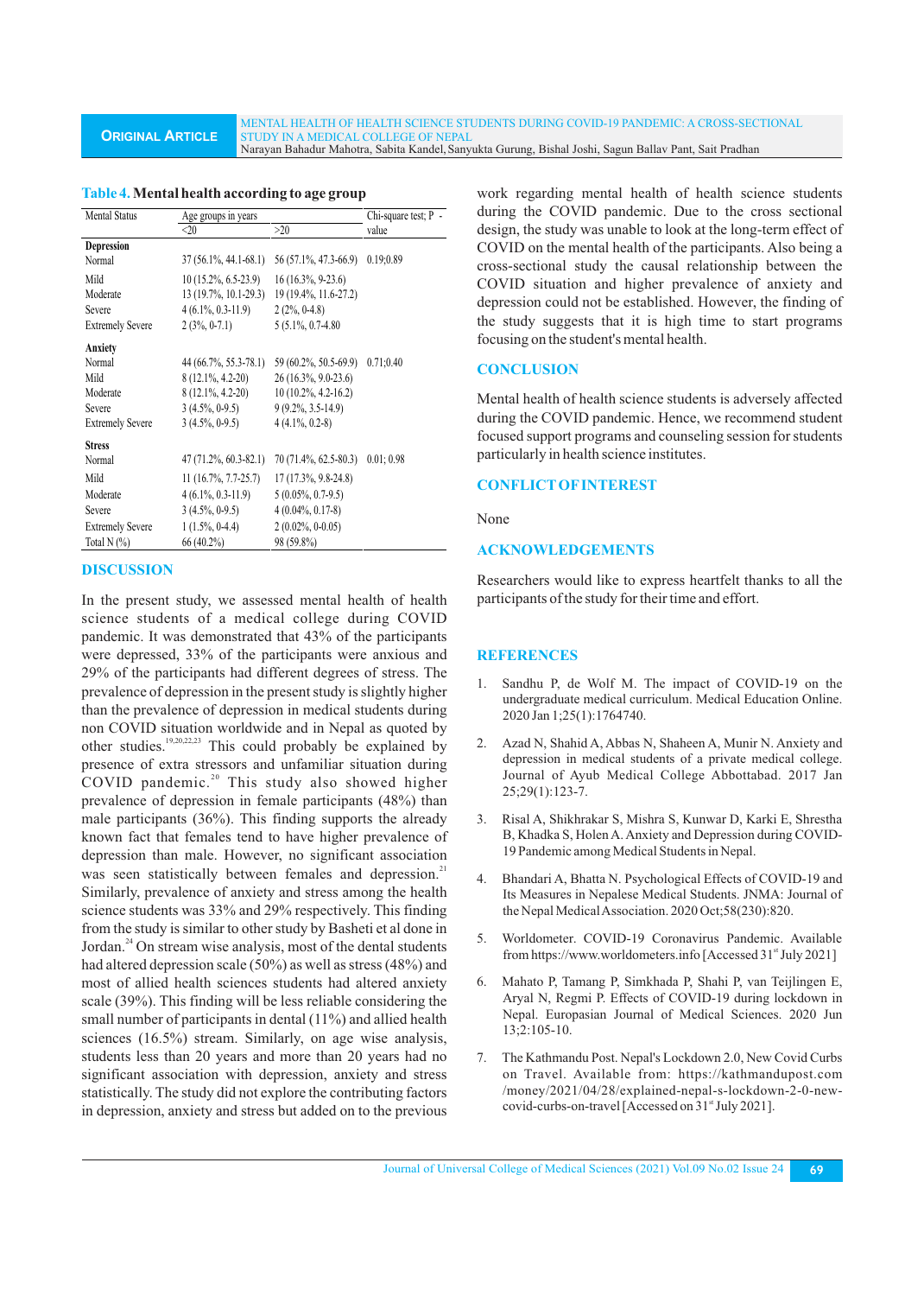**Table 4. Mental health according to age group**

| Mental Status | Age groups in years | | Chi-square test; P - value |
|---|---|---|---|
| | <20 | >20 | |
| **Depression** | | | |
| Normal | 37 (56.1%, 44.1-68.1) | 56 (57.1%, 47.3-66.9) | 0.19;0.89 |
| Mild | 10 (15.2%, 6.5-23.9) | 16 (16.3%, 9-23.6) | |
| Moderate | 13 (19.7%, 10.1-29.3) | 19 (19.4%, 11.6-27.2) | |
| Severe | 4 (6.1%, 0.3-11.9) | 2 (2%, 0-4.8) | |
| Extremely Severe | 2 (3%, 0-7.1) | 5 (5.1%, 0.7-4.80 | |
| **Anxiety** | | | |
| Normal | 44 (66.7%, 55.3-78.1) | 59 (60.2%, 50.5-69.9) | 0.71;0.40 |
| Mild | 8 (12.1%, 4.2-20) | 26 (16.3%, 9.0-23.6) | |
| Moderate | 8 (12.1%, 4.2-20) | 10 (10.2%, 4.2-16.2) | |
| Severe | 3 (4.5%, 0-9.5) | 9 (9.2%, 3.5-14.9) | |
| Extremely Severe | 3 (4.5%, 0-9.5) | 4 (4.1%, 0.2-8) | |
| **Stress** | | | |
| Normal | 47 (71.2%, 60.3-82.1) | 70 (71.4%, 62.5-80.3) | 0.01; 0.98 |
| Mild | 11 (16.7%, 7.7-25.7) | 17 (17.3%, 9.8-24.8) | |
| Moderate | 4 (6.1%, 0.3-11.9) | 5 (0.05%, 0.7-9.5) | |
| Severe | 3 (4.5%, 0-9.5) | 4 (0.04%, 0.17-8) | |
| Extremely Severe | 1 (1.5%, 0-4.4) | 2 (0.02%, 0-0.05) | |
| Total N (%) | 66 (40.2%) | 98 (59.8%) | |

## DISCUSSION

In the present study, we assessed mental health of health science students of a medical college during COVID pandemic. It was demonstrated that 43% of the participants were depressed, 33% of the participants were anxious and 29% of the participants had different degrees of stress. The prevalence of depression in the present study is slightly higher than the prevalence of depression in medical students during non COVID situation worldwide and in Nepal as quoted by other studies.[19,20,22,23] This could probably be explained by presence of extra stressors and unfamiliar situation during COVID pandemic.[20] This study also showed higher prevalence of depression in female participants (48%) than male participants (36%). This finding supports the already known fact that females tend to have higher prevalence of depression than male. However, no significant association was seen statistically between females and depression.[21] Similarly, prevalence of anxiety and stress among the health science students was 33% and 29% respectively. This finding from the study is similar to other study by Basheti et al done in Jordan.[24] On stream wise analysis, most of the dental students had altered depression scale (50%) as well as stress (48%) and most of allied health sciences students had altered anxiety scale (39%). This finding will be less reliable considering the small number of participants in dental (11%) and allied health sciences (16.5%) stream. Similarly, on age wise analysis, students less than 20 years and more than 20 years had no significant association with depression, anxiety and stress statistically. The study did not explore the contributing factors in depression, anxiety and stress but added on to the previous work regarding mental health of health science students during the COVID pandemic. Due to the cross sectional design, the study was unable to look at the long-term effect of COVID on the mental health of the participants. Also being a cross-sectional study the causal relationship between the COVID situation and higher prevalence of anxiety and depression could not be established. However, the finding of the study suggests that it is high time to start programs focusing on the student's mental health.

## CONCLUSION

Mental health of health science students is adversely affected during the COVID pandemic. Hence, we recommend student focused support programs and counseling session for students particularly in health science institutes.

## CONFLICT OF INTEREST

None

## ACKNOWLEDGEMENTS

Researchers would like to express heartfelt thanks to all the participants of the study for their time and effort.

## REFERENCES

1. Sandhu P, de Wolf M. The impact of COVID-19 on the undergraduate medical curriculum. Medical Education Online. 2020 Jan 1;25(1):1764740.
2. Azad N, Shahid A, Abbas N, Shaheen A, Munir N. Anxiety and depression in medical students of a private medical college. Journal of Ayub Medical College Abbottabad. 2017 Jan 25;29(1):123-7.
3. Risal A, Shikhrakar S, Mishra S, Kunwar D, Karki E, Shrestha B, Khadka S, Holen A. Anxiety and Depression during COVID-19 Pandemic among Medical Students in Nepal.
4. Bhandari A, Bhatta N. Psychological Effects of COVID-19 and Its Measures in Nepalese Medical Students. JNMA: Journal of the Nepal Medical Association. 2020 Oct;58(230):820.
5. Worldometer. COVID-19 Coronavirus Pandemic. Available from https://www.worldometers.info [Accessed 31st July 2021]
6. Mahato P, Tamang P, Simkhada P, Shahi P, van Teijlingen E, Aryal N, Regmi P. Effects of COVID-19 during lockdown in Nepal. Europasian Journal of Medical Sciences. 2020 Jun 13;2:105-10.
7. The Kathmandu Post. Nepal's Lockdown 2.0, New Covid Curbs on Travel. Available from: https://kathmandupost.com /money/2021/04/28/explained-nepal-s-lockdown-2-0-new-covid-curbs-on-travel [Accessed on 31st July 2021].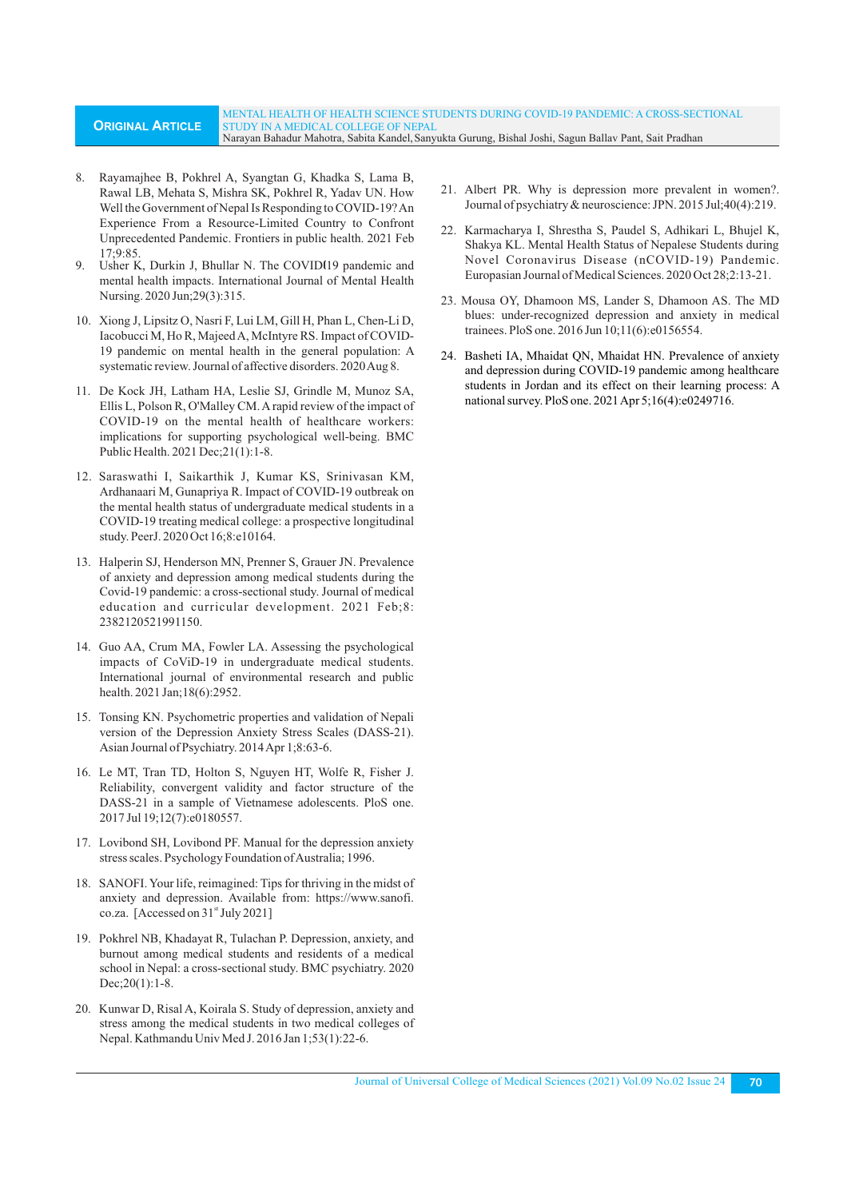8. Rayamajhee B, Pokhrel A, Syangtan G, Khadka S, Lama B, Rawal LB, Mehata S, Mishra SK, Pokhrel R, Yadav UN. How Well the Government of Nepal Is Responding to COVID-19? An Experience From a Resource-Limited Country to Confront Unprecedented Pandemic. Frontiers in public health. 2021 Feb 17;9:85.
9. Usher K, Durkin J, Bhullar N. The COVID‐19 pandemic and mental health impacts. International Journal of Mental Health Nursing. 2020 Jun;29(3):315.
10. Xiong J, Lipsitz O, Nasri F, Lui LM, Gill H, Phan L, Chen-Li D, Iacobucci M, Ho R, Majeed A, McIntyre RS. Impact of COVID-19 pandemic on mental health in the general population: A systematic review. Journal of affective disorders. 2020 Aug 8.
11. De Kock JH, Latham HA, Leslie SJ, Grindle M, Munoz SA, Ellis L, Polson R, O'Malley CM. A rapid review of the impact of COVID-19 on the mental health of healthcare workers: implications for supporting psychological well-being. BMC Public Health. 2021 Dec;21(1):1-8.
12. Saraswathi I, Saikarthik J, Kumar KS, Srinivasan KM, Ardhanaari M, Gunapriya R. Impact of COVID-19 outbreak on the mental health status of undergraduate medical students in a COVID-19 treating medical college: a prospective longitudinal study. PeerJ. 2020 Oct 16;8:e10164.
13. Halperin SJ, Henderson MN, Prenner S, Grauer JN. Prevalence of anxiety and depression among medical students during the Covid-19 pandemic: a cross-sectional study. Journal of medical education and curricular development. 2021 Feb;8: 2382120521991150.
14. Guo AA, Crum MA, Fowler LA. Assessing the psychological impacts of CoViD-19 in undergraduate medical students. International journal of environmental research and public health. 2021 Jan;18(6):2952.
15. Tonsing KN. Psychometric properties and validation of Nepali version of the Depression Anxiety Stress Scales (DASS-21). Asian Journal of Psychiatry. 2014 Apr 1;8:63-6.
16. Le MT, Tran TD, Holton S, Nguyen HT, Wolfe R, Fisher J. Reliability, convergent validity and factor structure of the DASS-21 in a sample of Vietnamese adolescents. PloS one. 2017 Jul 19;12(7):e0180557.
17. Lovibond SH, Lovibond PF. Manual for the depression anxiety stress scales. Psychology Foundation of Australia; 1996.
18. SANOFI. Your life, reimagined: Tips for thriving in the midst of anxiety and depression. Available from: https://www.sanofi.co.za. [Accessed on 31st July 2021]
19. Pokhrel NB, Khadayat R, Tulachan P. Depression, anxiety, and burnout among medical students and residents of a medical school in Nepal: a cross-sectional study. BMC psychiatry. 2020 Dec;20(1):1-8.
20. Kunwar D, Risal A, Koirala S. Study of depression, anxiety and stress among the medical students in two medical colleges of Nepal. Kathmandu Univ Med J. 2016 Jan 1;53(1):22-6.
21. Albert PR. Why is depression more prevalent in women?. Journal of psychiatry & neuroscience: JPN. 2015 Jul;40(4):219.
22. Karmacharya I, Shrestha S, Paudel S, Adhikari L, Bhujel K, Shakya KL. Mental Health Status of Nepalese Students during Novel Coronavirus Disease (nCOVID-19) Pandemic. Europasian Journal of Medical Sciences. 2020 Oct 28;2:13-21.
23. Mousa OY, Dhamoon MS, Lander S, Dhamoon AS. The MD blues: under-recognized depression and anxiety in medical trainees. PloS one. 2016 Jun 10;11(6):e0156554.
24. Basheti IA, Mhaidat QN, Mhaidat HN. Prevalence of anxiety and depression during COVID-19 pandemic among healthcare students in Jordan and its effect on their learning process: A national survey. PloS one. 2021 Apr 5;16(4):e0249716.